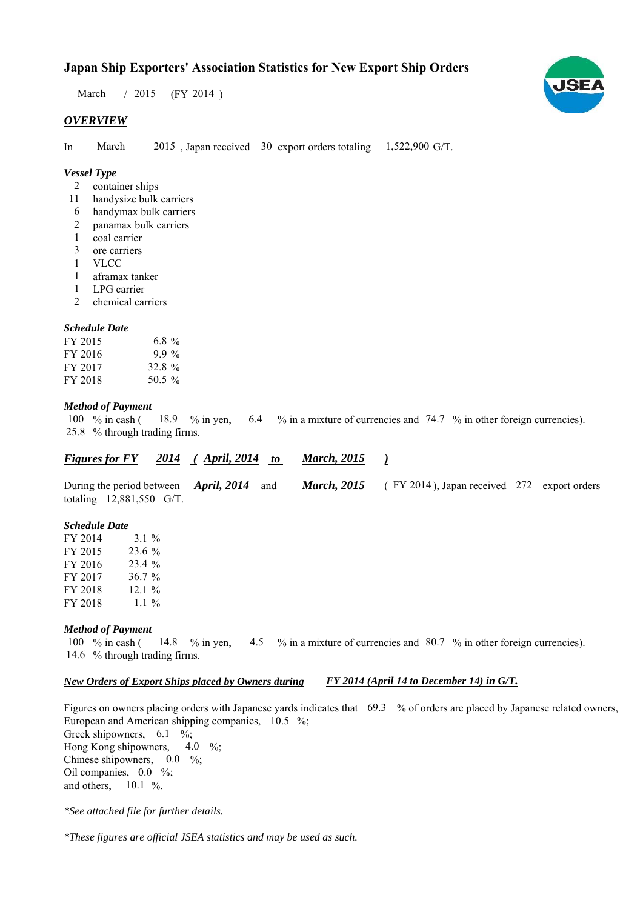# Japan Ship Exporters' Association Statistics for New Export Ship Orders

March / 2015 (FY 2014 )

## *OVERVIEW*

In March 2015 , Japan received 30 export orders totaling 1,522,900 G/T.

### *Vessel Type*

- 2 container ships
- 11 handysize bulk carriers
- 6 handymax bulk carriers
- 2 panamax bulk carriers
- 1 coal carrier
- 3 ore carriers
- 1 VLCC
- 1 aframax tanker
- 1 LPG carrier
- 2 chemical carriers

### *Schedule Date*

| | |
|---|---|
| FY 2015 | 6.8 % |
| FY 2016 | 9.9 % |
| FY 2017 | 32.8 % |
| FY 2018 | 50.5 % |

### *Method of Payment*

100 % in cash ( 18.9 % in yen, 6.4 % in a mixture of currencies and 74.7 % in other foreign currencies).
25.8 % through trading firms.

## ***Figures for FY 2014 ( April, 2014 to March, 2015 )***

During the period between ***April, 2014*** and ***March, 2015*** ( FY 2014 ), Japan received 272 export orders totaling 12,881,550 G/T.

### *Schedule Date*

| | |
|---|---|
| FY 2014 | 3.1 % |
| FY 2015 | 23.6 % |
| FY 2016 | 23.4 % |
| FY 2017 | 36.7 % |
| FY 2018 | 12.1 % |
| FY 2018 | 1.1 % |

### *Method of Payment*

100 % in cash ( 14.8 % in yen, 4.5 % in a mixture of currencies and 80.7 % in other foreign currencies).
14.6 % through trading firms.

### ***New Orders of Export Ships placed by Owners during FY 2014 (April 14 to December 14) in G/T.***

Figures on owners placing orders with Japanese yards indicates that 69.3 % of orders are placed by Japanese related owners,
European and American shipping companies, 10.5 %;
Greek shipowners, 6.1 %;
Hong Kong shipowners, 4.0 %;
Chinese shipowners, 0.0 %;
Oil companies, 0.0 %;
and others, 10.1 %.

*\*See attached file for further details.*

*\*These figures are official JSEA statistics and may be used as such.*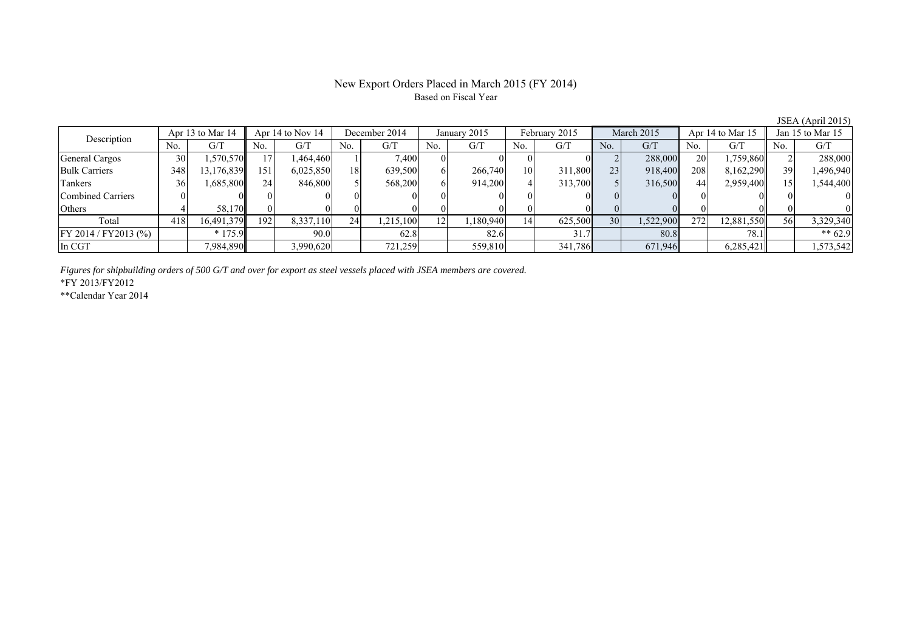# New Export Orders Placed in March 2015 (FY 2014)

Based on Fiscal Year

JSEA (April 2015)

| Description | Apr 13 to Mar 14 | | Apr 14 to Nov 14 | | December 2014 | | January 2015 | | February 2015 | | March 2015 | | Apr 14 to Mar 15 | | Jan 15 to Mar 15 | |
|---|---|---|---|---|---|---|---|---|---|---|---|---|---|---|---|---|
| | No. | G/T | No. | G/T | No. | G/T | No. | G/T | No. | G/T | No. | G/T | No. | G/T | No. | G/T |
| General Cargos | 30 | 1,570,570 | 17 | 1,464,460 | 1 | 7,400 | 0 | 0 | 0 | 0 | 2 | 288,000 | 20 | 1,759,860 | 2 | 288,000 |
| Bulk Carriers | 348 | 13,176,839 | 151 | 6,025,850 | 18 | 639,500 | 6 | 266,740 | 10 | 311,800 | 23 | 918,400 | 208 | 8,162,290 | 39 | 1,496,940 |
| Tankers | 36 | 1,685,800 | 24 | 846,800 | 5 | 568,200 | 6 | 914,200 | 4 | 313,700 | 5 | 316,500 | 44 | 2,959,400 | 15 | 1,544,400 |
| Combined Carriers | 0 | 0 | 0 | 0 | 0 | 0 | 0 | 0 | 0 | 0 | 0 | 0 | 0 | 0 | 0 | 0 |
| Others | 4 | 58,170 | 0 | 0 | 0 | 0 | 0 | 0 | 0 | 0 | 0 | 0 | 0 | 0 | 0 | 0 |
| Total | 418 | 16,491,379 | 192 | 8,337,110 | 24 | 1,215,100 | 12 | 1,180,940 | 14 | 625,500 | 30 | 1,522,900 | 272 | 12,881,550 | 56 | 3,329,340 |
| FY 2014 / FY2013 (%) | | * 175.9 | | 90.0 | | 62.8 | | 82.6 | | 31.7 | | 80.8 | | 78.1 | | ** 62.9 |
| In CGT | | 7,984,890 | | 3,990,620 | | 721,259 | | 559,810 | | 341,786 | | 671,946 | | 6,285,421 | | 1,573,542 |

*Figures for shipbuilding orders of 500 G/T and over for export as steel vessels placed with JSEA members are covered.*

*FY 2013/FY2012

**Calendar Year 2014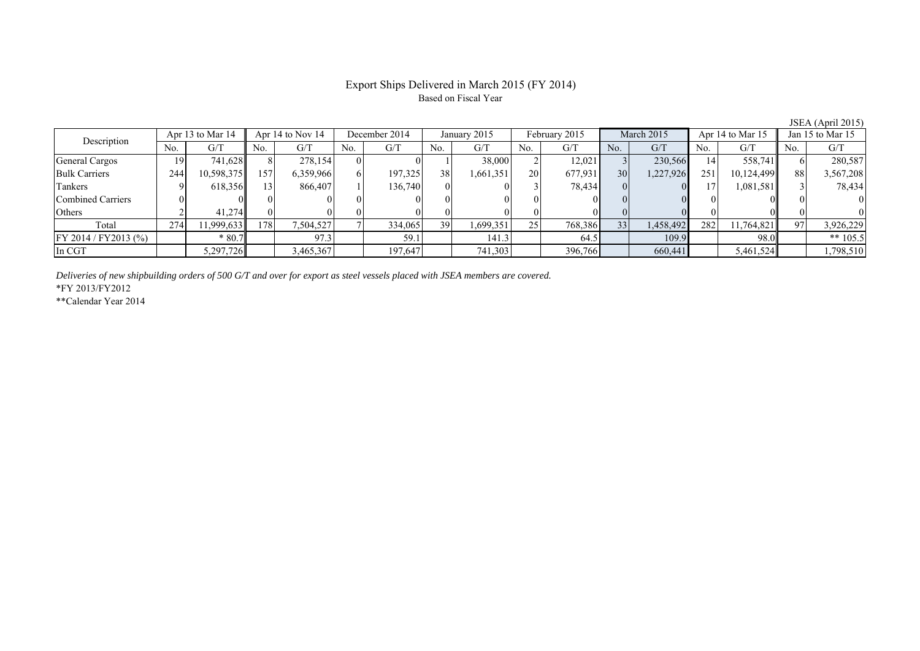# Export Ships Delivered in March 2015 (FY 2014)

Based on Fiscal Year

JSEA (April 2015)

| Description | Apr 13 to Mar 14 | | Apr 14 to Nov 14 | | December 2014 | | January 2015 | | February 2015 | | March 2015 | | Apr 14 to Mar 15 | | Jan 15 to Mar 15 | |
|---|---|---|---|---|---|---|---|---|---|---|---|---|---|---|---|---|
| | No. | G/T | No. | G/T | No. | G/T | No. | G/T | No. | G/T | No. | G/T | No. | G/T | No. | G/T |
| General Cargos | 19 | 741,628 | 8 | 278,154 | 0 | 0 | 1 | 38,000 | 2 | 12,021 | 3 | 230,566 | 14 | 558,741 | 6 | 280,587 |
| Bulk Carriers | 244 | 10,598,375 | 157 | 6,359,966 | 6 | 197,325 | 38 | 1,661,351 | 20 | 677,931 | 30 | 1,227,926 | 251 | 10,124,499 | 88 | 3,567,208 |
| Tankers | 9 | 618,356 | 13 | 866,407 | 1 | 136,740 | 0 | 0 | 3 | 78,434 | 0 | 0 | 17 | 1,081,581 | 3 | 78,434 |
| Combined Carriers | 0 | 0 | 0 | 0 | 0 | 0 | 0 | 0 | 0 | 0 | 0 | 0 | 0 | 0 | 0 | 0 |
| Others | 2 | 41,274 | 0 | 0 | 0 | 0 | 0 | 0 | 0 | 0 | 0 | 0 | 0 | 0 | 0 | 0 |
| Total | 274 | 11,999,633 | 178 | 7,504,527 | 7 | 334,065 | 39 | 1,699,351 | 25 | 768,386 | 33 | 1,458,492 | 282 | 11,764,821 | 97 | 3,926,229 |
| FY 2014 / FY2013 (%) | | * 80.7 | | 97.3 | | 59.1 | | 141.3 | | 64.5 | | 109.9 | | 98.0 | | ** 105.5 |
| In CGT | | 5,297,726 | | 3,465,367 | | 197,647 | | 741,303 | | 396,766 | | 660,441 | | 5,461,524 | | 1,798,510 |

*Deliveries of new shipbuilding orders of 500 G/T and over for export as steel vessels placed with JSEA members are covered.*

*FY 2013/FY2012

**Calendar Year 2014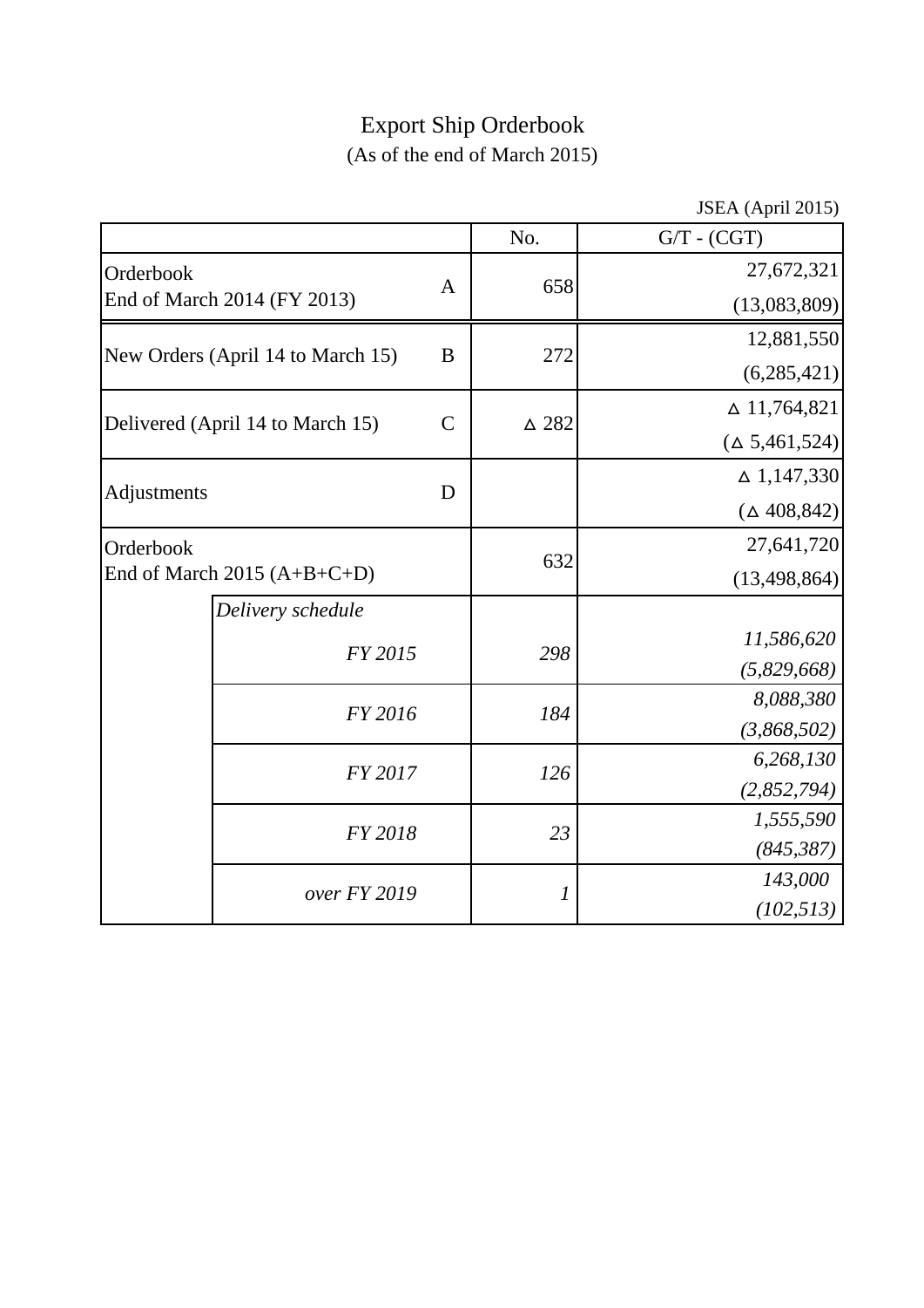# Export Ship Orderbook

(As of the end of March 2015)

JSEA (April 2015)

| | | | No. | G/T - (CGT) |
|---|---|---|---|---|
| Orderbook<br>End of March 2014 (FY 2013) | | A | 658 | 27,672,321<br>(13,083,809) |
| New Orders (April 14 to March 15) | | B | 272 | 12,881,550<br>(6,285,421) |
| Delivered (April 14 to March 15) | | C | ∆ 282 | ∆ 11,764,821<br>(∆ 5,461,524) |
| Adjustments | | D | | ∆ 1,147,330<br>(∆ 408,842) |
| Orderbook<br>End of March 2015 (A+B+C+D) | | | 632 | 27,641,720<br>(13,498,864) |
| | *Delivery schedule* | | | |
| | *FY 2015* | | *298* | *11,586,620*<br>*(5,829,668)* |
| | *FY 2016* | | *184* | *8,088,380*<br>*(3,868,502)* |
| | *FY 2017* | | *126* | *6,268,130*<br>*(2,852,794)* |
| | *FY 2018* | | *23* | *1,555,590*<br>*(845,387)* |
| | *over FY 2019* | | *1* | *143,000*<br>*(102,513)* |